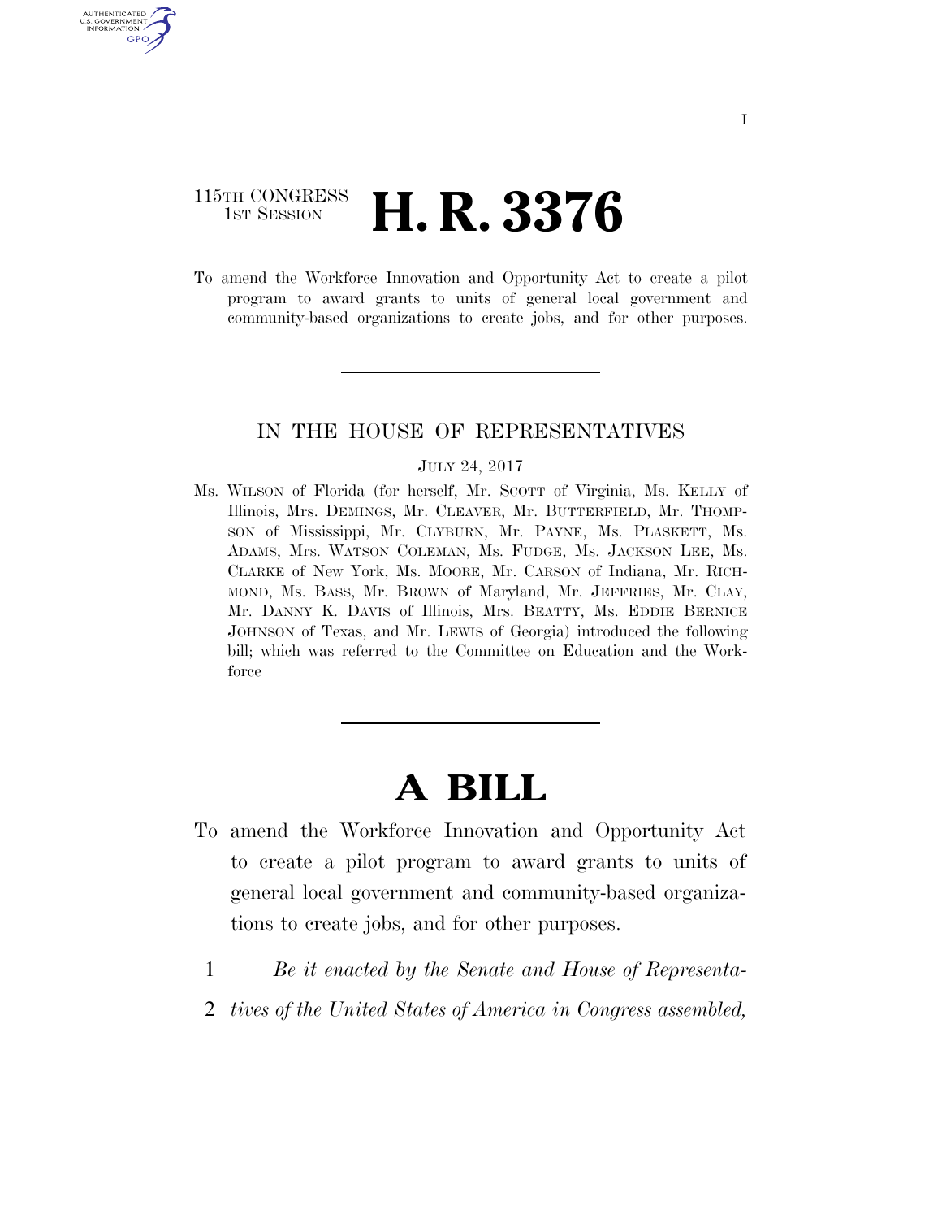115TH CONGRESS
1ST SESSION

# H. R. 3376

To amend the Workforce Innovation and Opportunity Act to create a pilot program to award grants to units of general local government and community-based organizations to create jobs, and for other purposes.

IN THE HOUSE OF REPRESENTATIVES

JULY 24, 2017

Ms. WILSON of Florida (for herself, Mr. SCOTT of Virginia, Ms. KELLY of Illinois, Mrs. DEMINGS, Mr. CLEAVER, Mr. BUTTERFIELD, Mr. THOMPSON of Mississippi, Mr. CLYBURN, Mr. PAYNE, Ms. PLASKETT, Ms. ADAMS, Mrs. WATSON COLEMAN, Ms. FUDGE, Ms. JACKSON LEE, Ms. CLARKE of New York, Ms. MOORE, Mr. CARSON of Indiana, Mr. RICHMOND, Ms. BASS, Mr. BROWN of Maryland, Mr. JEFFRIES, Mr. CLAY, Mr. DANNY K. DAVIS of Illinois, Mrs. BEATTY, Ms. EDDIE BERNICE JOHNSON of Texas, and Mr. LEWIS of Georgia) introduced the following bill; which was referred to the Committee on Education and the Workforce

# A BILL

To amend the Workforce Innovation and Opportunity Act to create a pilot program to award grants to units of general local government and community-based organizations to create jobs, and for other purposes.

1 *Be it enacted by the Senate and House of Representa-*
2 *tives of the United States of America in Congress assembled,*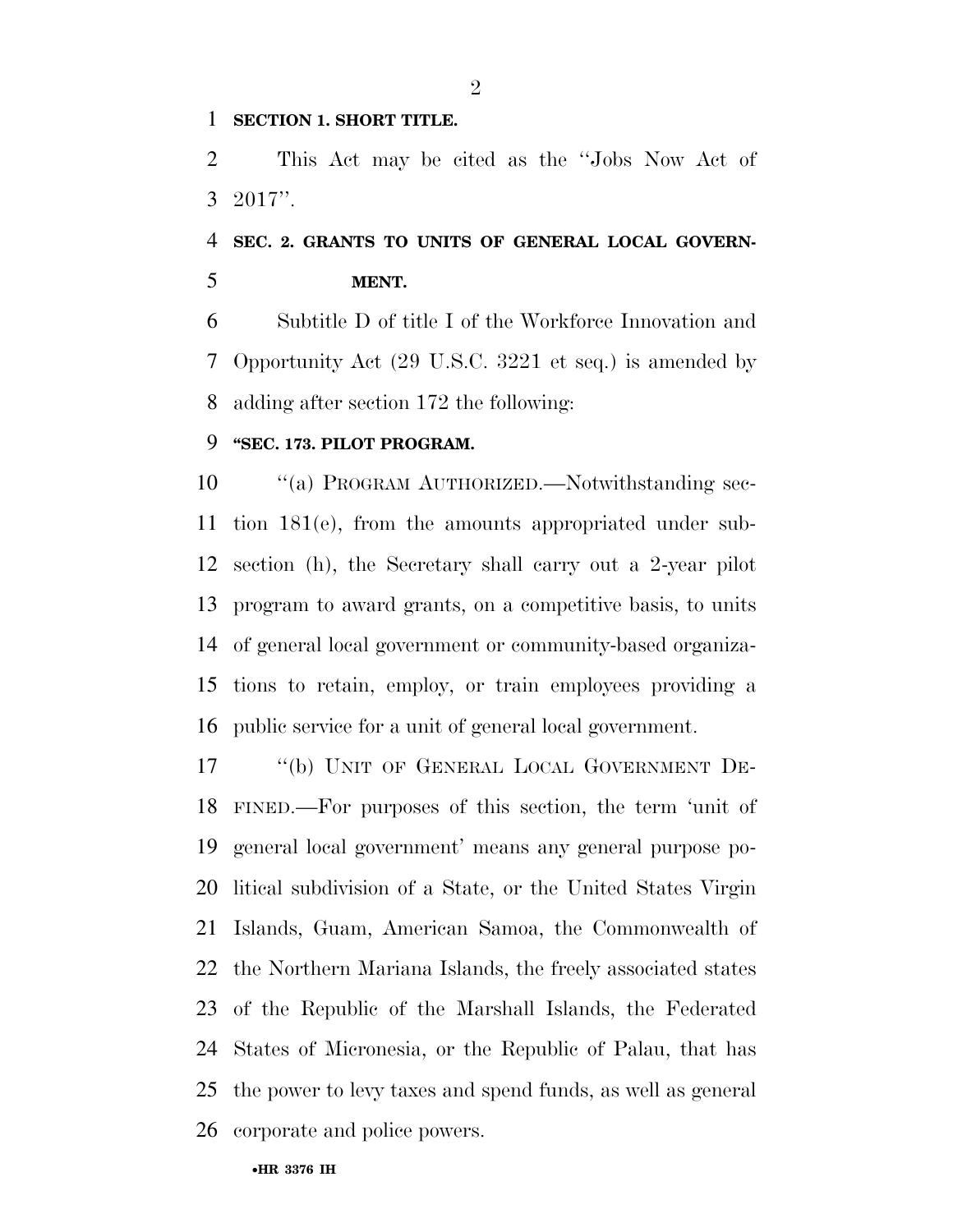**SECTION 1. SHORT TITLE.**

This Act may be cited as the ''Jobs Now Act of 2017''.

**SEC. 2. GRANTS TO UNITS OF GENERAL LOCAL GOVERNMENT.**

Subtitle D of title I of the Workforce Innovation and Opportunity Act (29 U.S.C. 3221 et seq.) is amended by adding after section 172 the following:

**''SEC. 173. PILOT PROGRAM.**

''(a) PROGRAM AUTHORIZED.—Notwithstanding section 181(e), from the amounts appropriated under subsection (h), the Secretary shall carry out a 2-year pilot program to award grants, on a competitive basis, to units of general local government or community-based organizations to retain, employ, or train employees providing a public service for a unit of general local government.

''(b) UNIT OF GENERAL LOCAL GOVERNMENT DEFINED.—For purposes of this section, the term 'unit of general local government' means any general purpose political subdivision of a State, or the United States Virgin Islands, Guam, American Samoa, the Commonwealth of the Northern Mariana Islands, the freely associated states of the Republic of the Marshall Islands, the Federated States of Micronesia, or the Republic of Palau, that has the power to levy taxes and spend funds, as well as general corporate and police powers.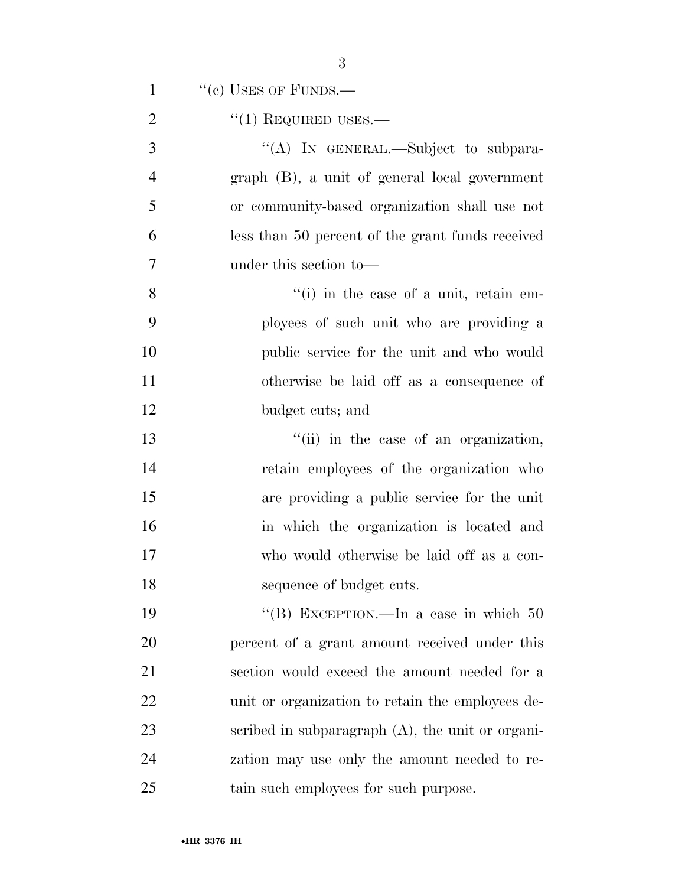"(c) USES OF FUNDS.—

"(1) REQUIRED USES.—

"(A) IN GENERAL.—Subject to subparagraph (B), a unit of general local government or community-based organization shall use not less than 50 percent of the grant funds received under this section to—

"(i) in the case of a unit, retain employees of such unit who are providing a public service for the unit and who would otherwise be laid off as a consequence of budget cuts; and

"(ii) in the case of an organization, retain employees of the organization who are providing a public service for the unit in which the organization is located and who would otherwise be laid off as a consequence of budget cuts.

"(B) EXCEPTION.—In a case in which 50 percent of a grant amount received under this section would exceed the amount needed for a unit or organization to retain the employees described in subparagraph (A), the unit or organization may use only the amount needed to retain such employees for such purpose.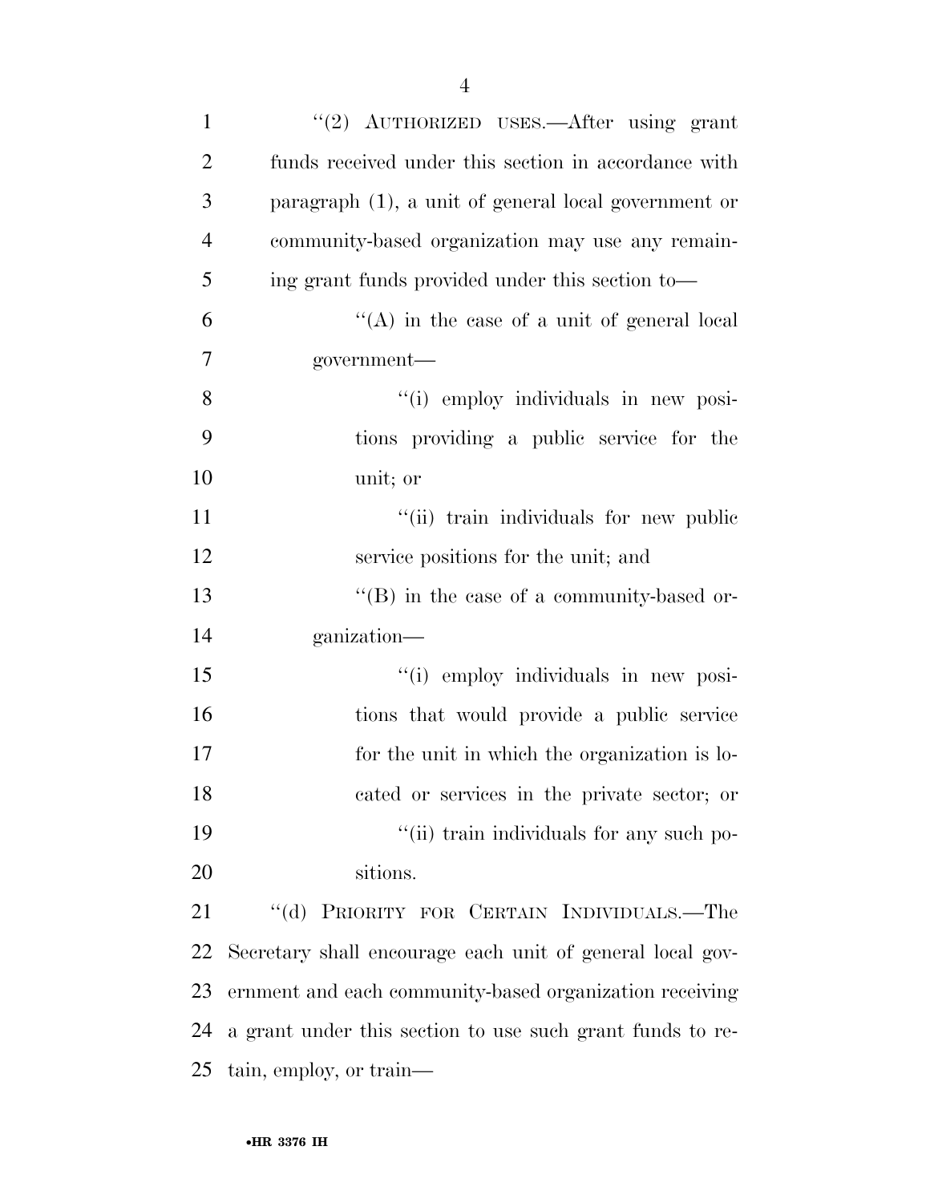"(2) AUTHORIZED USES.—After using grant funds received under this section in accordance with paragraph (1), a unit of general local government or community-based organization may use any remaining grant funds provided under this section to—

"(A) in the case of a unit of general local government—

"(i) employ individuals in new positions providing a public service for the unit; or

"(ii) train individuals for new public service positions for the unit; and

"(B) in the case of a community-based organization—

"(i) employ individuals in new positions that would provide a public service for the unit in which the organization is located or services in the private sector; or

"(ii) train individuals for any such positions.

"(d) PRIORITY FOR CERTAIN INDIVIDUALS.—The Secretary shall encourage each unit of general local government and each community-based organization receiving a grant under this section to use such grant funds to retain, employ, or train—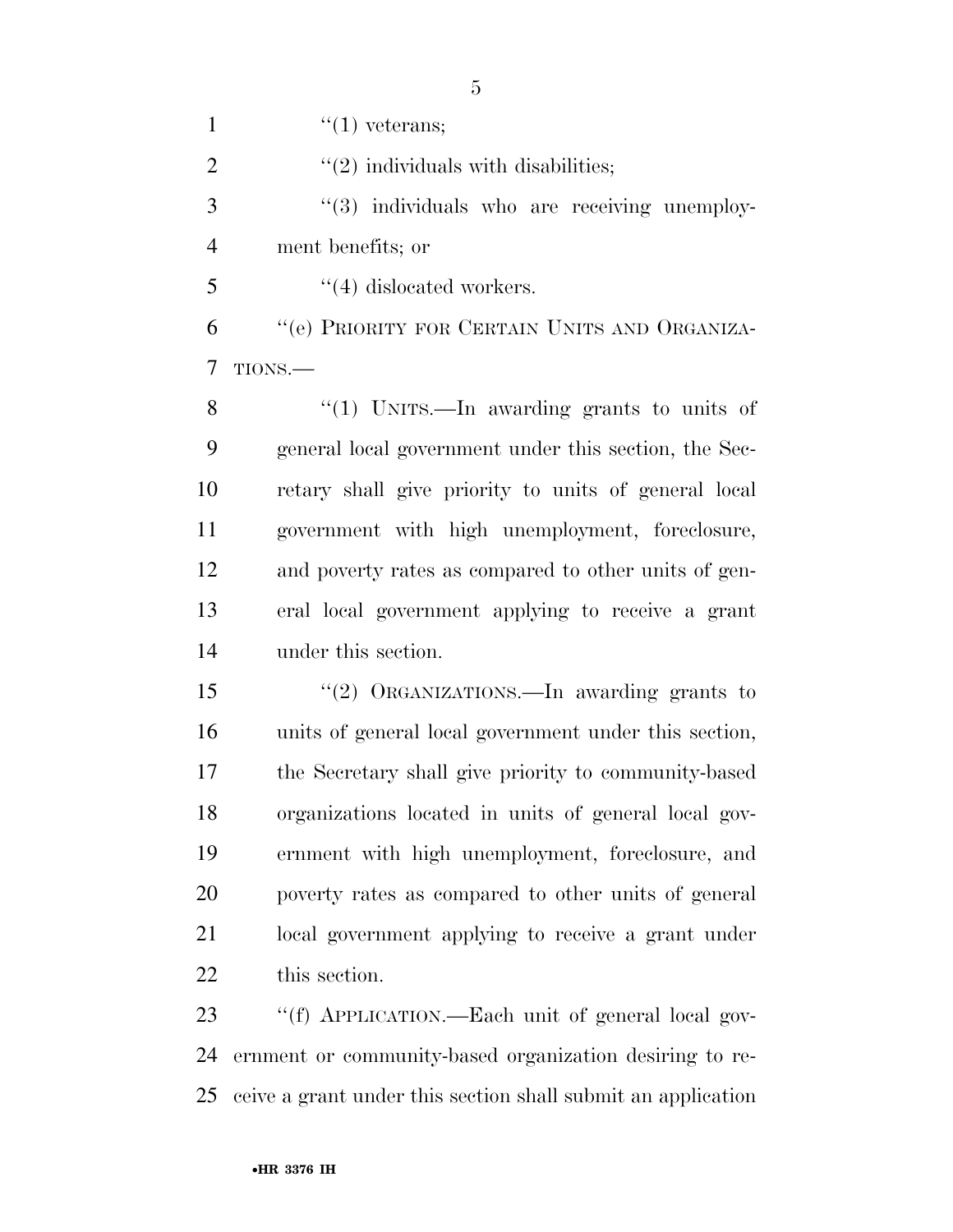''(1) veterans;

''(2) individuals with disabilities;

''(3) individuals who are receiving unemployment benefits; or

''(4) dislocated workers.

''(e) PRIORITY FOR CERTAIN UNITS AND ORGANIZATIONS.—

''(1) UNITS.—In awarding grants to units of general local government under this section, the Secretary shall give priority to units of general local government with high unemployment, foreclosure, and poverty rates as compared to other units of general local government applying to receive a grant under this section.

''(2) ORGANIZATIONS.—In awarding grants to units of general local government under this section, the Secretary shall give priority to community-based organizations located in units of general local government with high unemployment, foreclosure, and poverty rates as compared to other units of general local government applying to receive a grant under this section.

''(f) APPLICATION.—Each unit of general local government or community-based organization desiring to receive a grant under this section shall submit an application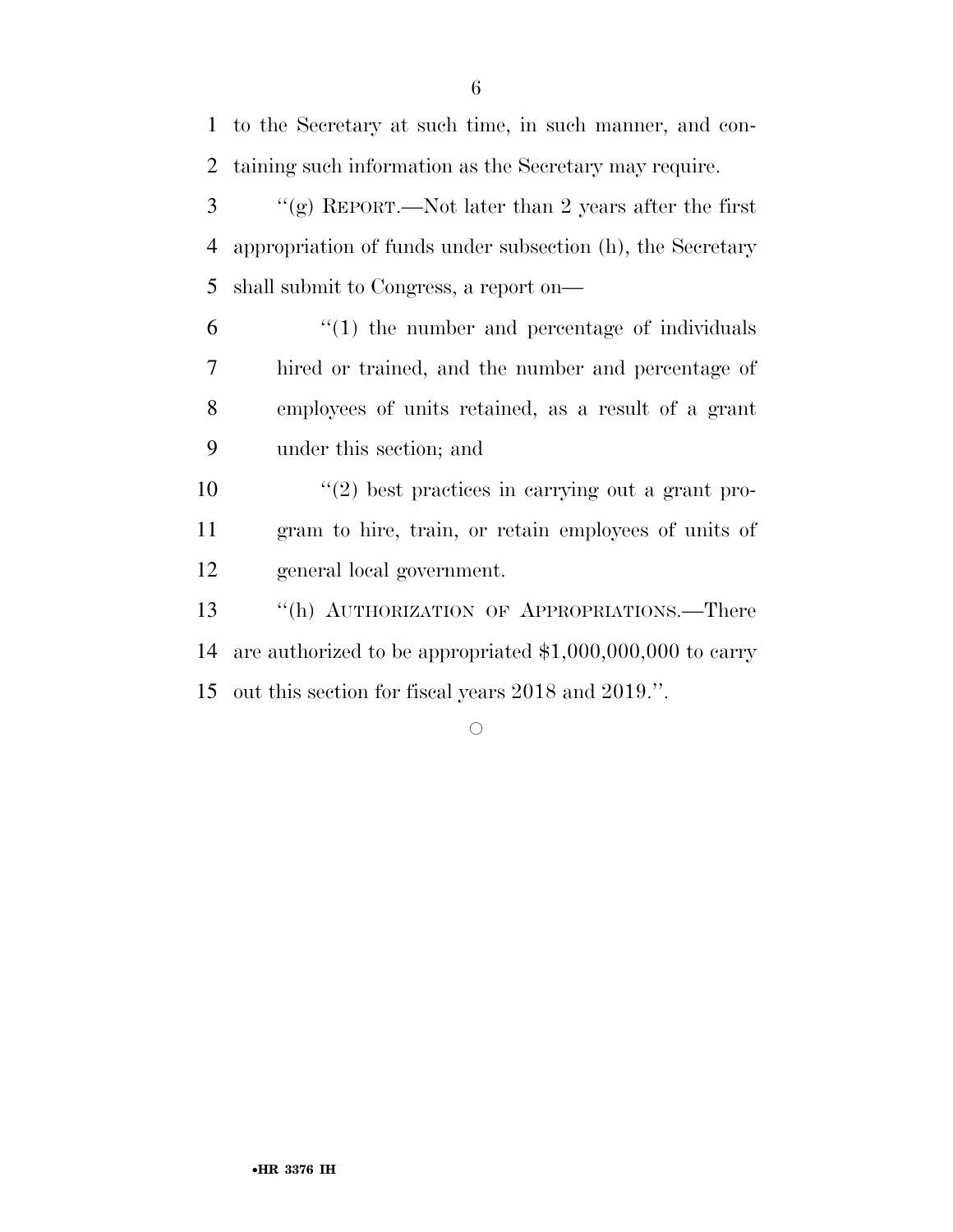to the Secretary at such time, in such manner, and containing such information as the Secretary may require.

"(g) REPORT.—Not later than 2 years after the first appropriation of funds under subsection (h), the Secretary shall submit to Congress, a report on—

"(1) the number and percentage of individuals hired or trained, and the number and percentage of employees of units retained, as a result of a grant under this section; and

"(2) best practices in carrying out a grant program to hire, train, or retain employees of units of general local government.

"(h) AUTHORIZATION OF APPROPRIATIONS.—There are authorized to be appropriated $1,000,000,000 to carry out this section for fiscal years 2018 and 2019.".